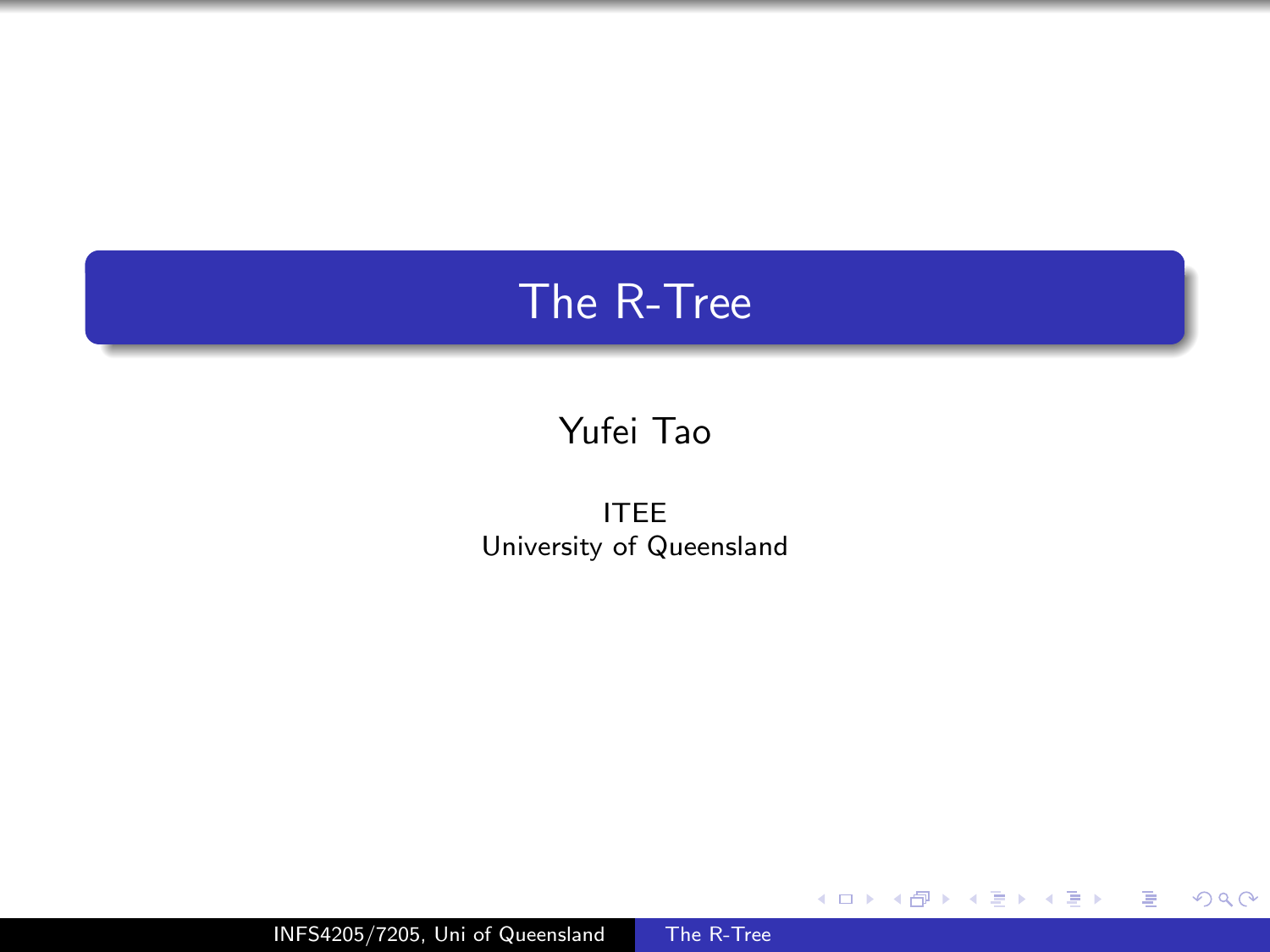# The R-Tree

Yufei Tao

ITEE
University of Queensland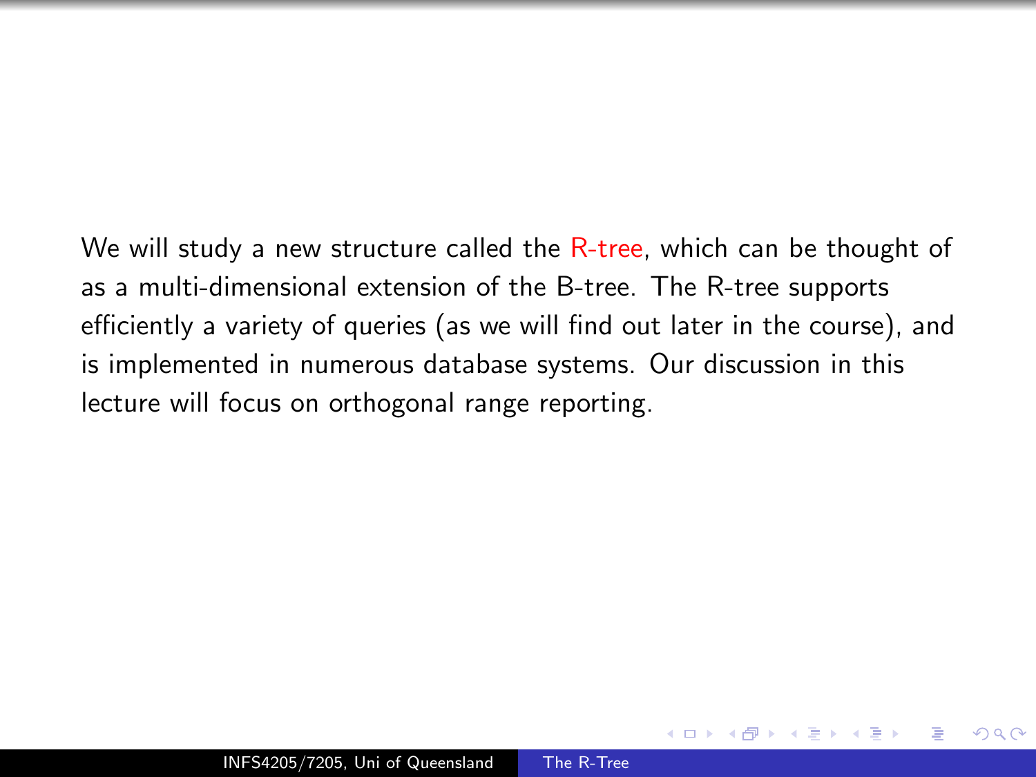We will study a new structure called the R-tree, which can be thought of as a multi-dimensional extension of the B-tree. The R-tree supports efficiently a variety of queries (as we will find out later in the course), and is implemented in numerous database systems. Our discussion in this lecture will focus on orthogonal range reporting.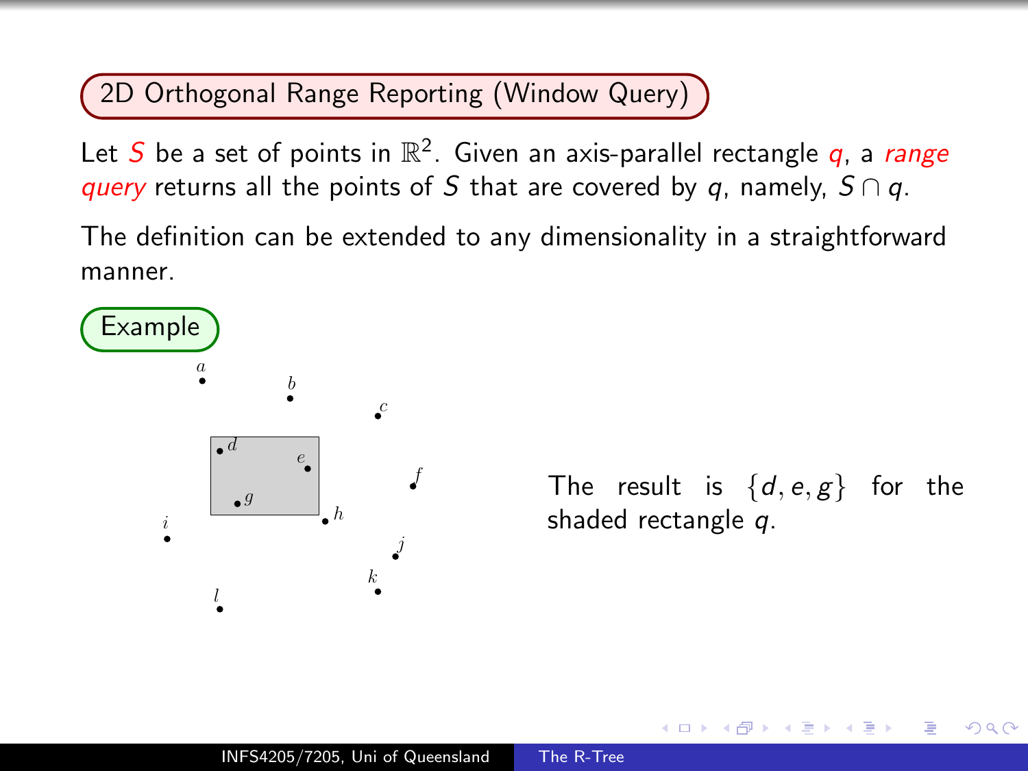## 2D Orthogonal Range Reporting (Window Query)

Let $S$ be a set of points in $\mathbb{R}^2$. Given an axis-parallel rectangle $q$, a *range query* returns all the points of $S$ that are covered by $q$, namely, $S \cap q$.

The definition can be extended to any dimensionality in a straightforward manner.

### Example

The result is $\{d, e, g\}$ for the shaded rectangle $q$.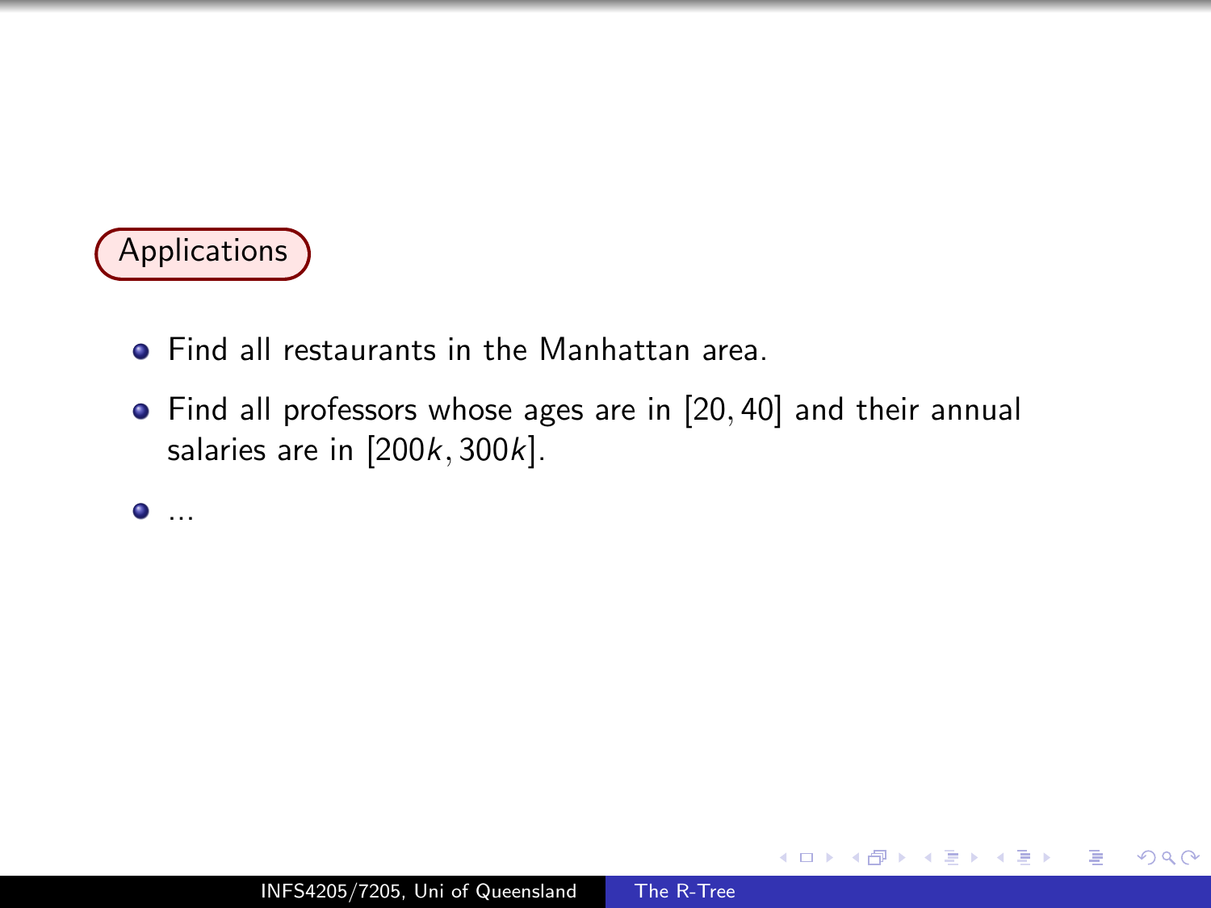## Applications

- Find all restaurants in the Manhattan area.
- Find all professors whose ages are in $[20, 40]$ and their annual salaries are in $[200k, 300k]$.
- ...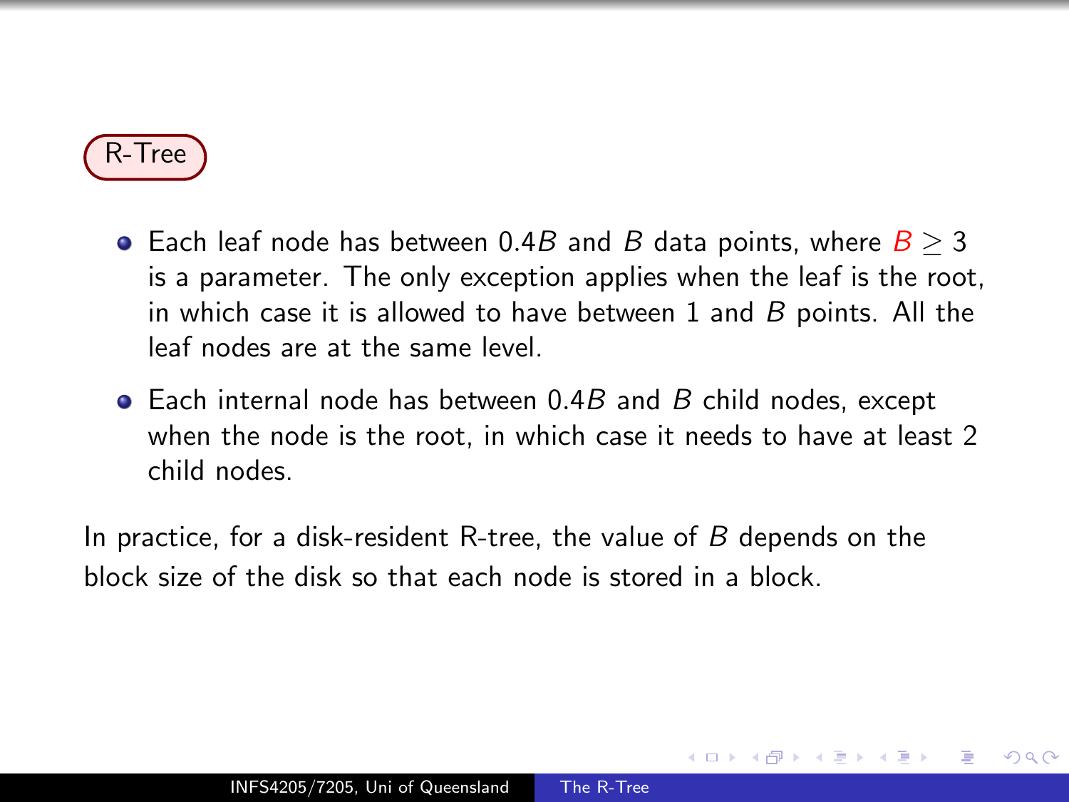## R-Tree

- Each leaf node has between $0.4B$ and $B$ data points, where $B \geq 3$ is a parameter. The only exception applies when the leaf is the root, in which case it is allowed to have between 1 and $B$ points. All the leaf nodes are at the same level.
- Each internal node has between $0.4B$ and $B$ child nodes, except when the node is the root, in which case it needs to have at least 2 child nodes.

In practice, for a disk-resident R-tree, the value of $B$ depends on the block size of the disk so that each node is stored in a block.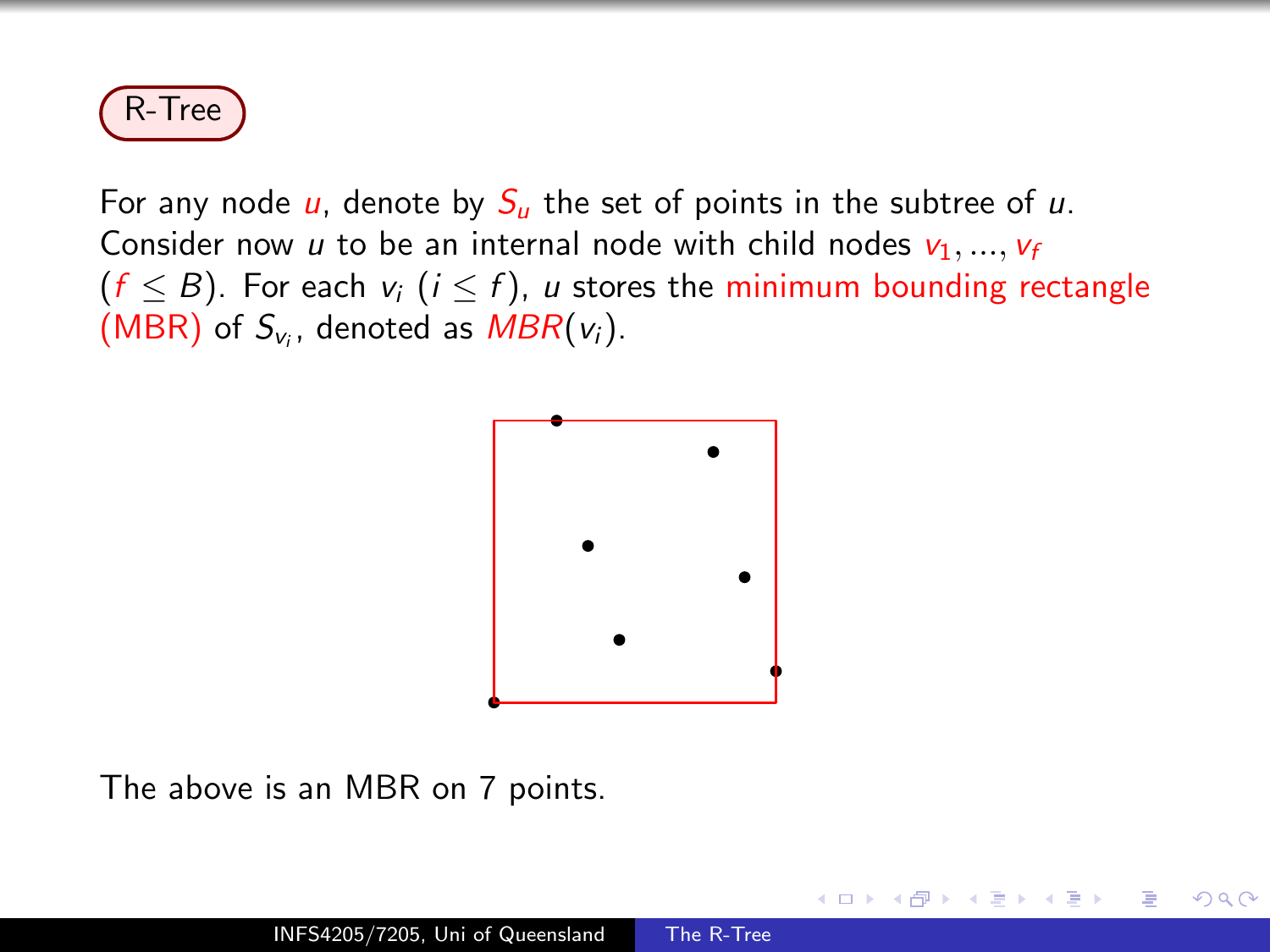## R-Tree

For any node $u$, denote by $S_u$ the set of points in the subtree of $u$. Consider now $u$ to be an internal node with child nodes $v_1, ..., v_f$ ($f \leq B$). For each $v_i$ ($i \leq f$), $u$ stores the minimum bounding rectangle (MBR) of $S_{v_i}$, denoted as $MBR(v_i)$.

The above is an MBR on 7 points.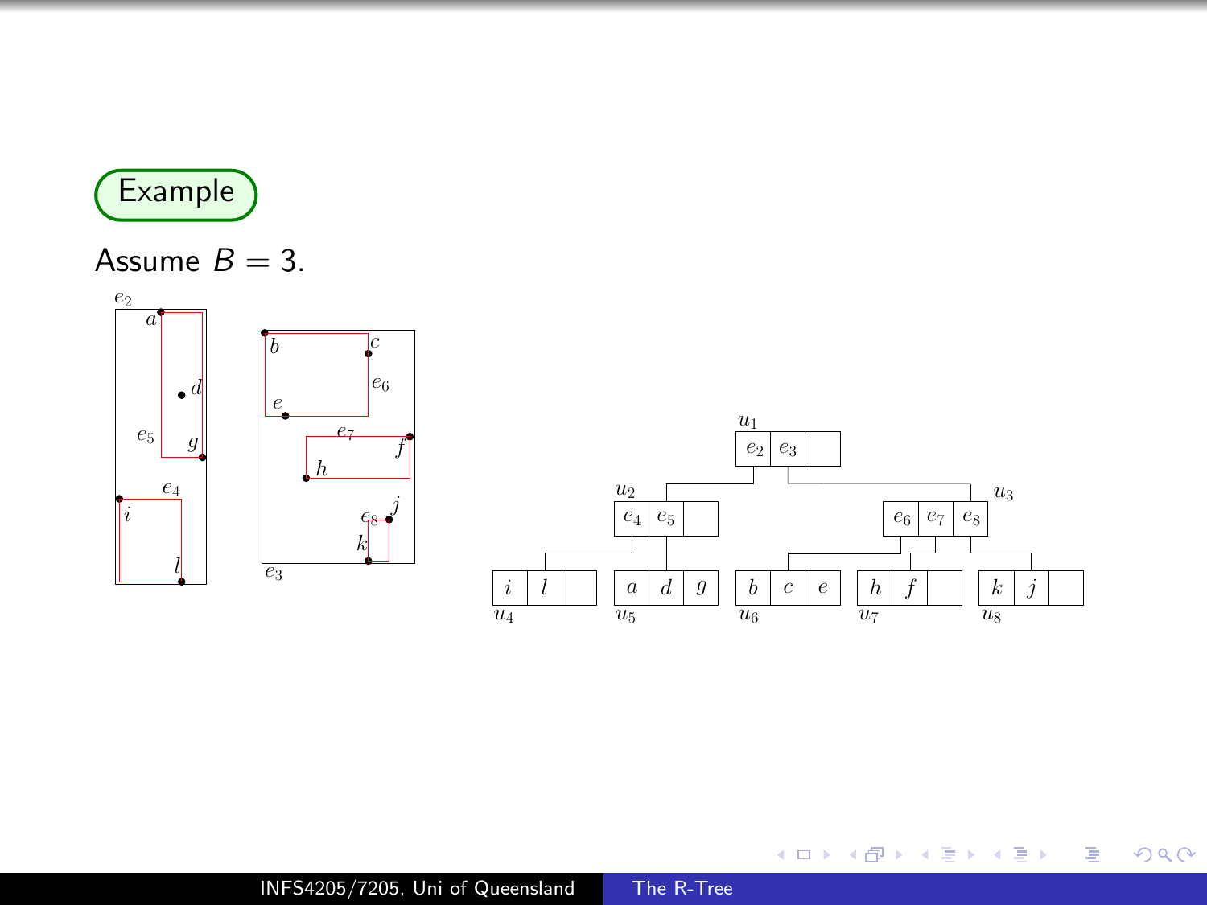## Example

Assume $B = 3$.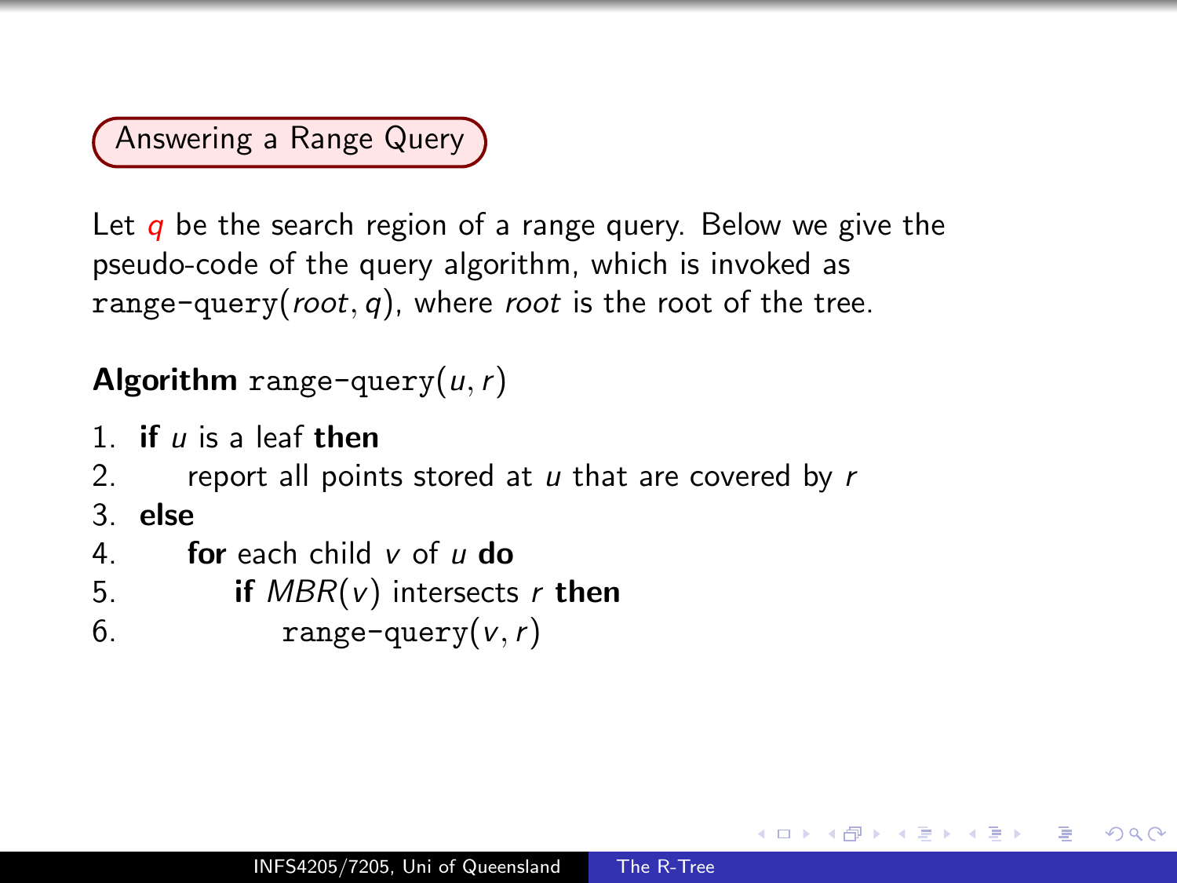## Answering a Range Query

Let $q$ be the search region of a range query. Below we give the pseudo-code of the query algorithm, which is invoked as `range-query`($root, q$), where *root* is the root of the tree.

**Algorithm** `range-query`($u, r$)

```
1. if u is a leaf then
2.     report all points stored at u that are covered by r
3. else
4.     for each child v of u do
5.         if MBR(v) intersects r then
6.             range-query(v, r)
```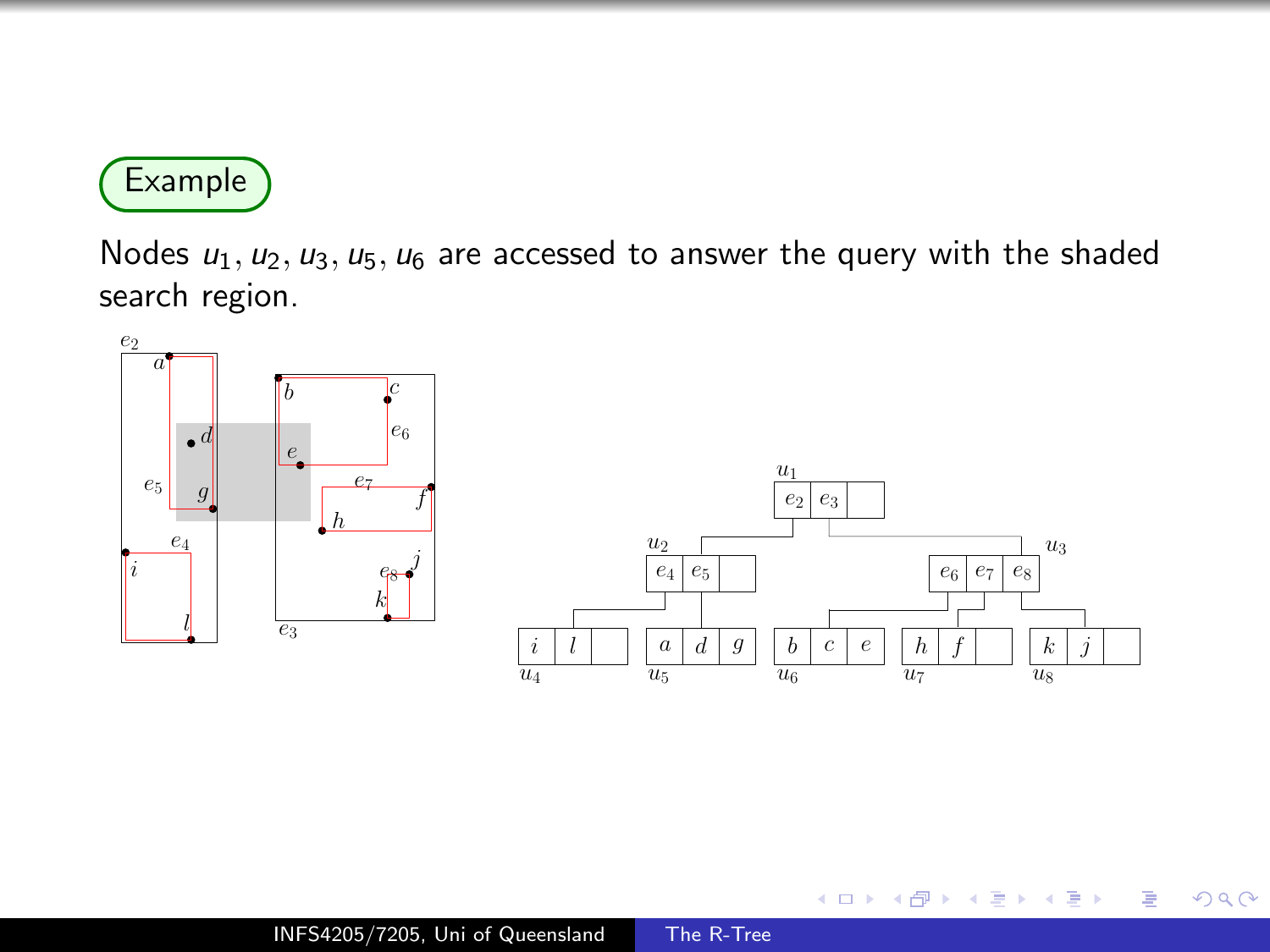Example

Nodes $u_1, u_2, u_3, u_5, u_6$ are accessed to answer the query with the shaded search region.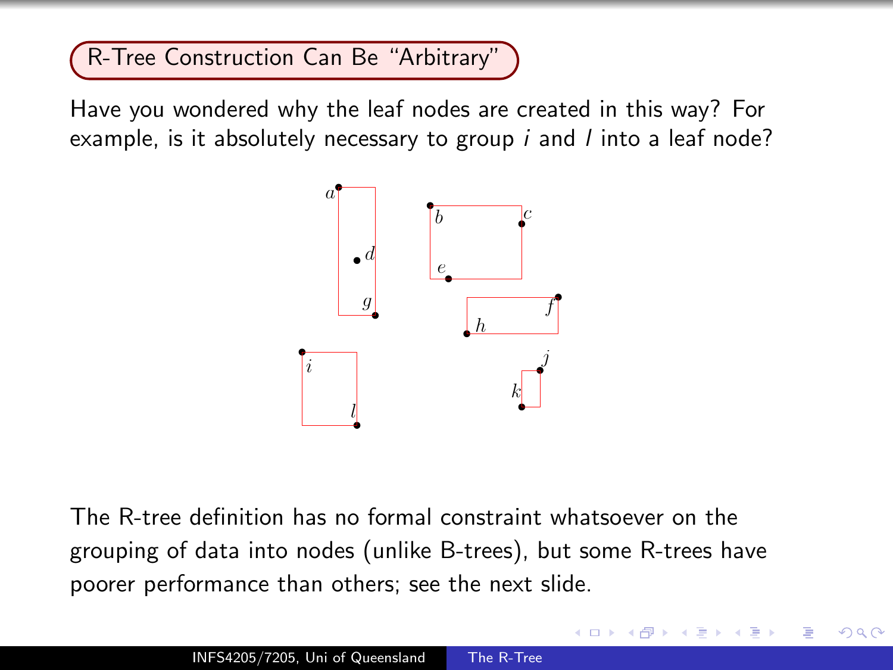## R-Tree Construction Can Be "Arbitrary"

Have you wondered why the leaf nodes are created in this way? For example, is it absolutely necessary to group $i$ and $l$ into a leaf node?

The R-tree definition has no formal constraint whatsoever on the grouping of data into nodes (unlike B-trees), but some R-trees have poorer performance than others; see the next slide.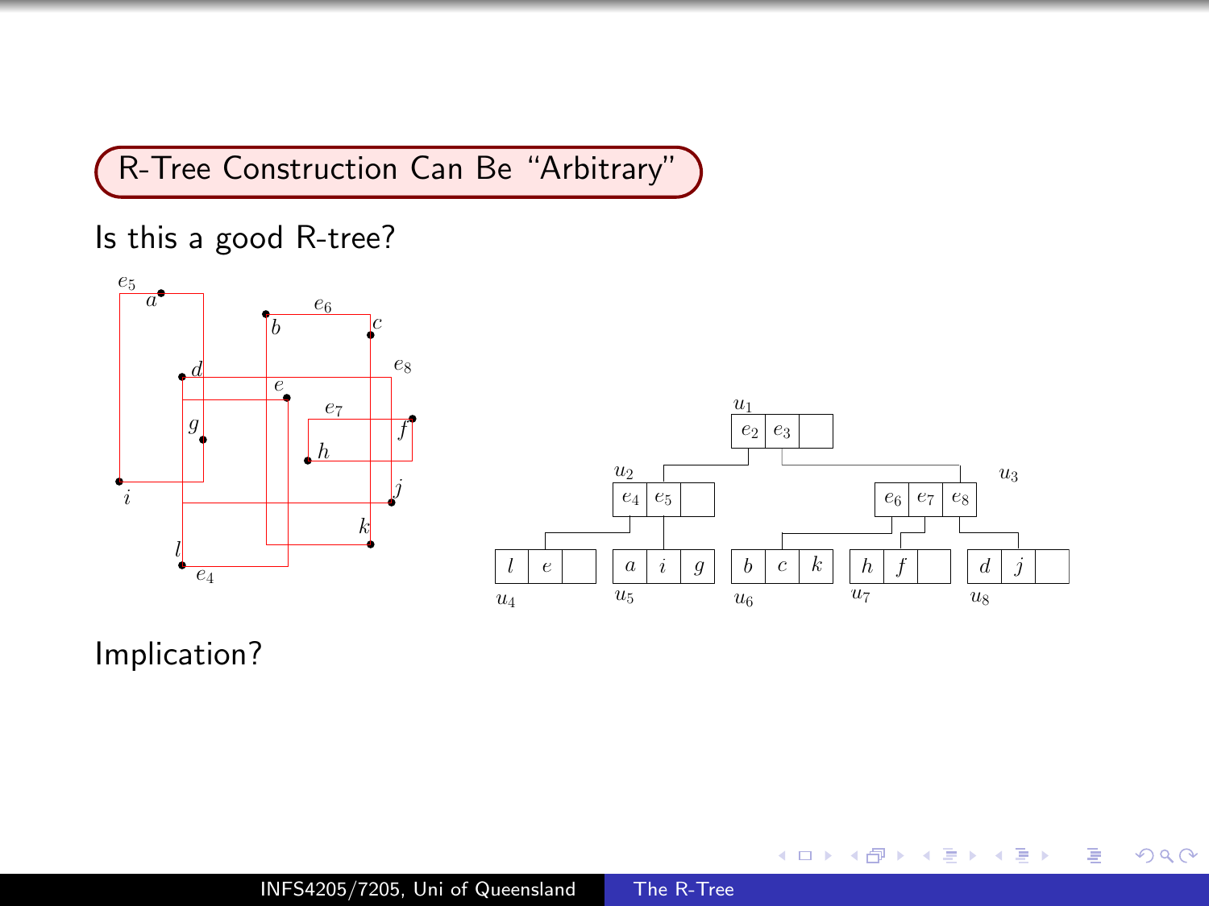## R-Tree Construction Can Be "Arbitrary"

Is this a good R-tree?

Implication?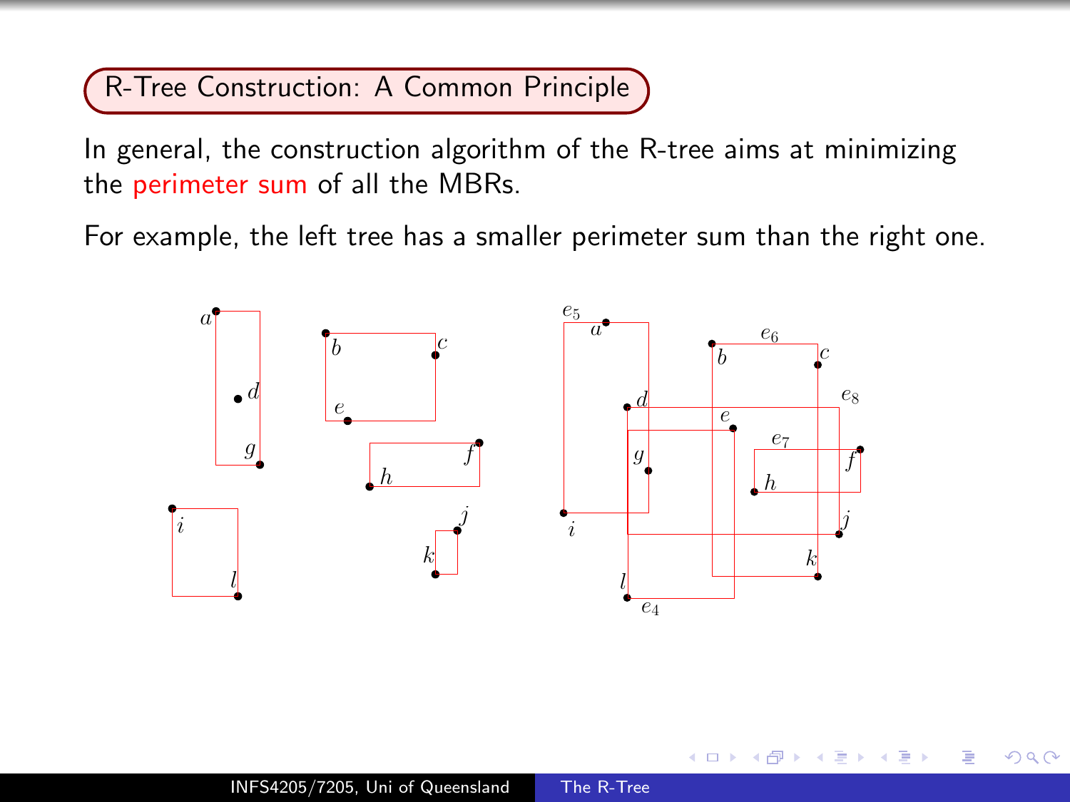## R-Tree Construction: A Common Principle

In general, the construction algorithm of the R-tree aims at minimizing the perimeter sum of all the MBRs.

For example, the left tree has a smaller perimeter sum than the right one.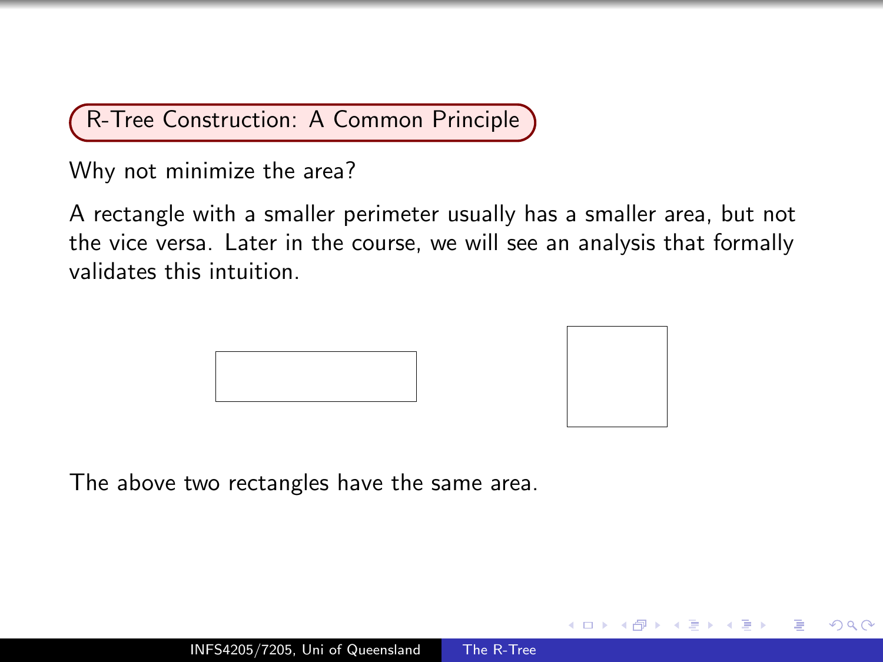## R-Tree Construction: A Common Principle

Why not minimize the area?

A rectangle with a smaller perimeter usually has a smaller area, but not the vice versa. Later in the course, we will see an analysis that formally validates this intuition.

The above two rectangles have the same area.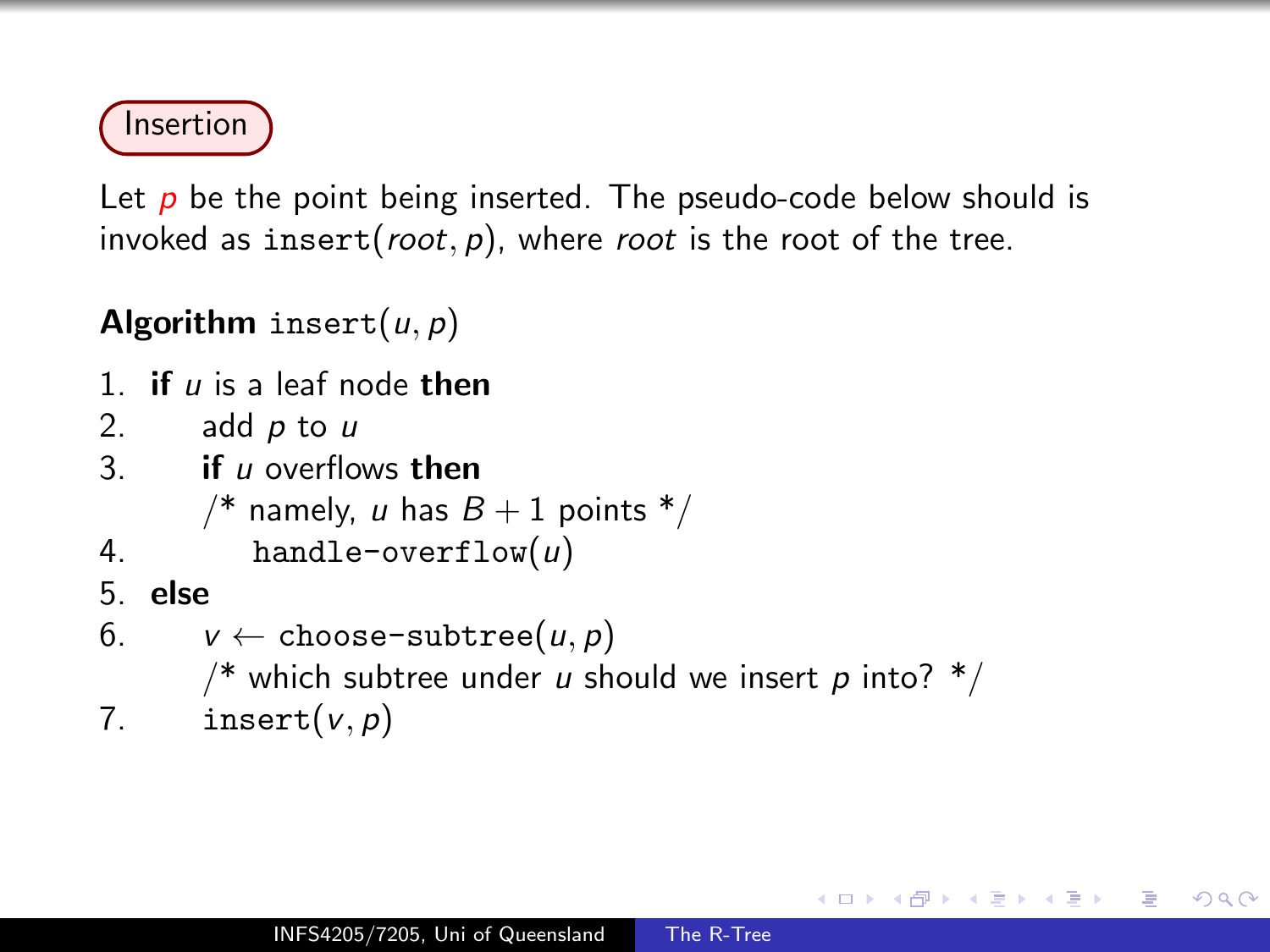## Insertion

Let $p$ be the point being inserted. The pseudo-code below should is invoked as insert($root, p$), where *root* is the root of the tree.

**Algorithm** insert($u, p$)

1. **if** $u$ is a leaf node **then**
2. add $p$ to $u$
3. **if** $u$ overflows **then**
   /* namely, $u$ has $B + 1$ points */
4. handle-overflow($u$)
5. **else**
6. $v \leftarrow$ choose-subtree($u, p$)
   /* which subtree under $u$ should we insert $p$ into? */
7. insert($v, p$)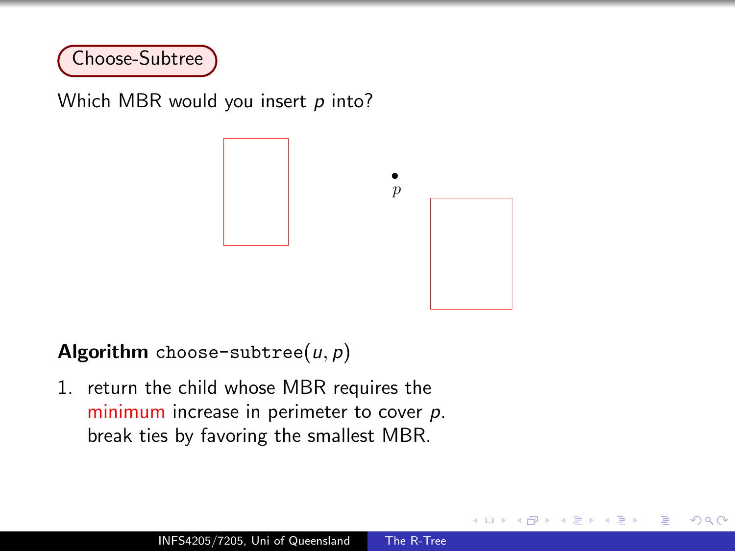## Choose-Subtree

Which MBR would you insert $p$ into?

$p$

**Algorithm** `choose-subtree`$(u, p)$

1. return the child whose MBR requires the minimum increase in perimeter to cover $p$. break ties by favoring the smallest MBR.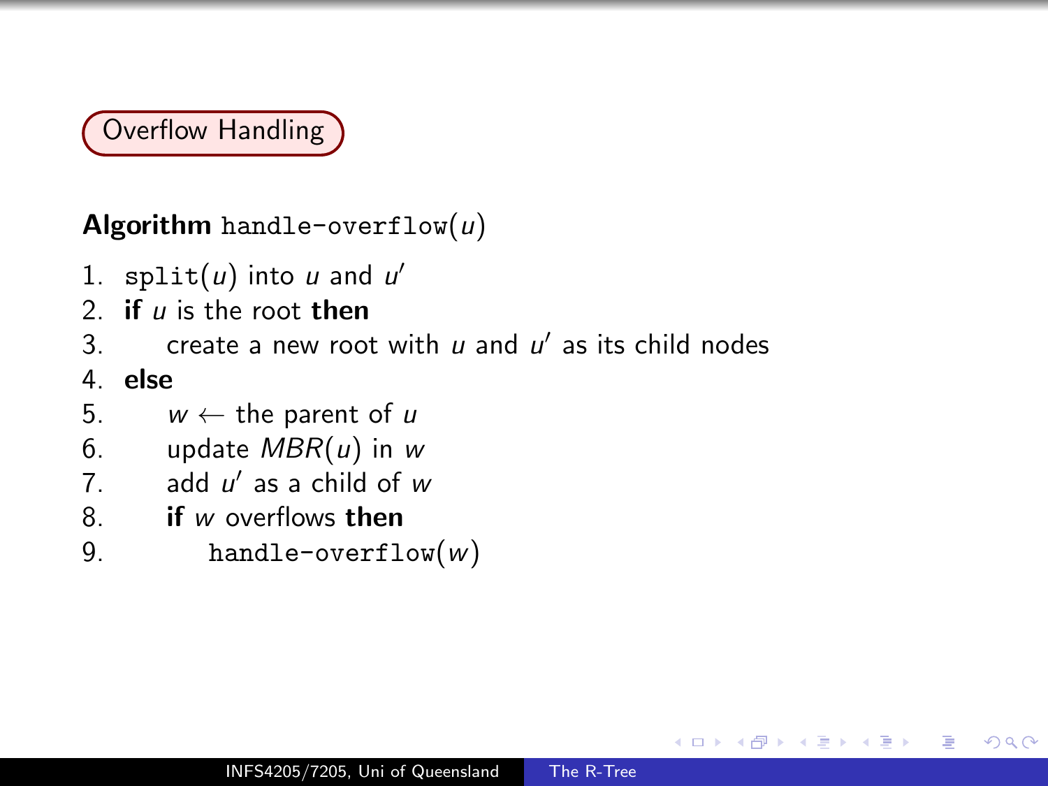## Overflow Handling

**Algorithm** `handle-overflow`($u$)

1. `split`($u$) into $u$ and $u'$
2. **if** $u$ is the root **then**
3. &nbsp;&nbsp;&nbsp;&nbsp;create a new root with $u$ and $u'$ as its child nodes
4. **else**
5. &nbsp;&nbsp;&nbsp;&nbsp;$w \leftarrow$ the parent of $u$
6. &nbsp;&nbsp;&nbsp;&nbsp;update $MBR(u)$ in $w$
7. &nbsp;&nbsp;&nbsp;&nbsp;add $u'$ as a child of $w$
8. &nbsp;&nbsp;&nbsp;&nbsp;**if** $w$ overflows **then**
9. &nbsp;&nbsp;&nbsp;&nbsp;&nbsp;&nbsp;&nbsp;&nbsp;`handle-overflow`($w$)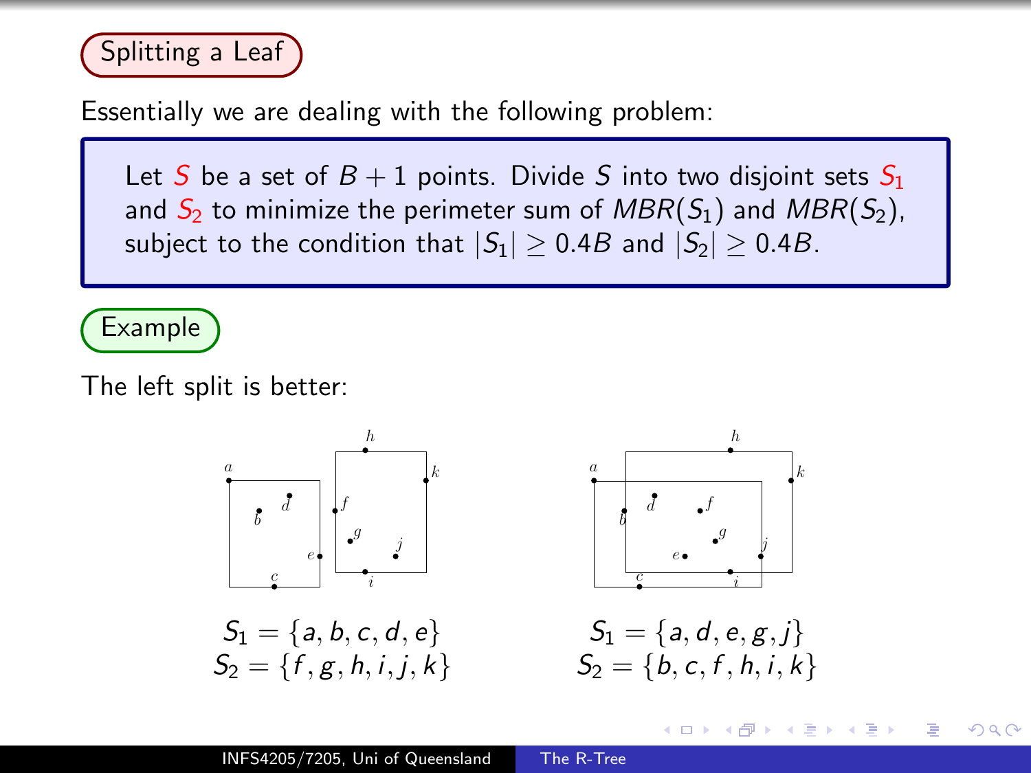## Splitting a Leaf

Essentially we are dealing with the following problem:

> Let $S$ be a set of $B + 1$ points. Divide $S$ into two disjoint sets $S_1$ and $S_2$ to minimize the perimeter sum of $MBR(S_1)$ and $MBR(S_2)$, subject to the condition that $|S_1| \geq 0.4B$ and $|S_2| \geq 0.4B$.

### Example

The left split is better:

$S_1 = \{a, b, c, d, e\}$
$S_2 = \{f, g, h, i, j, k\}$

$S_1 = \{a, d, e, g, j\}$
$S_2 = \{b, c, f, h, i, k\}$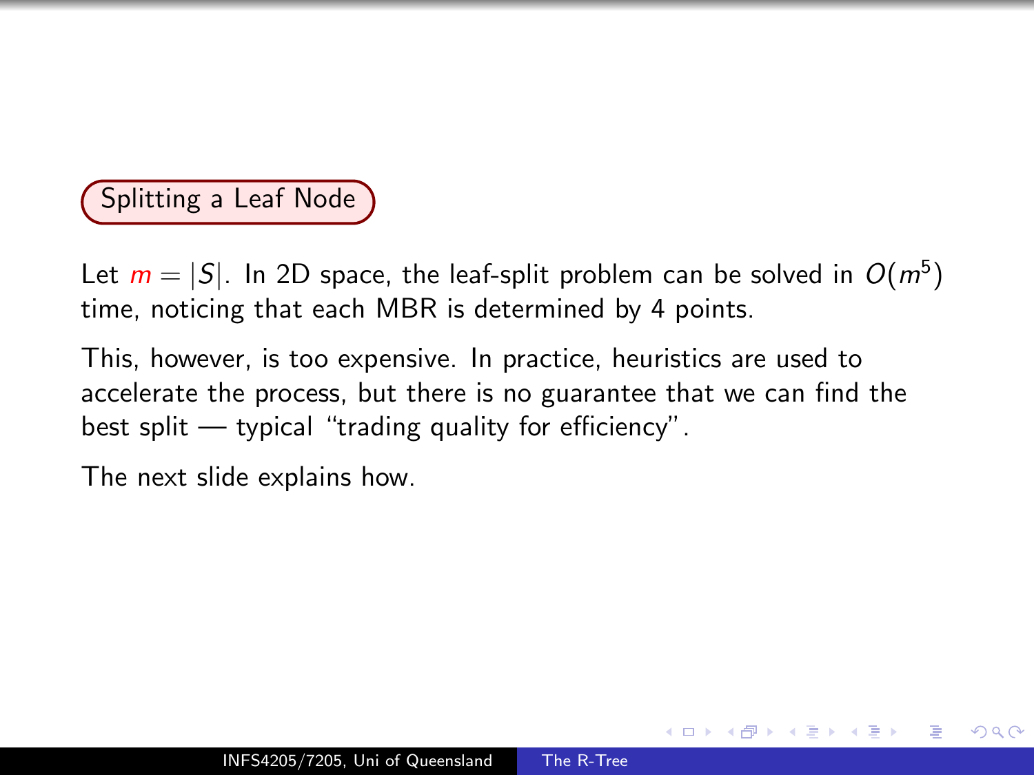## Splitting a Leaf Node

Let $m = |S|$. In 2D space, the leaf-split problem can be solved in $O(m^5)$ time, noticing that each MBR is determined by 4 points.

This, however, is too expensive. In practice, heuristics are used to accelerate the process, but there is no guarantee that we can find the best split — typical "trading quality for efficiency".

The next slide explains how.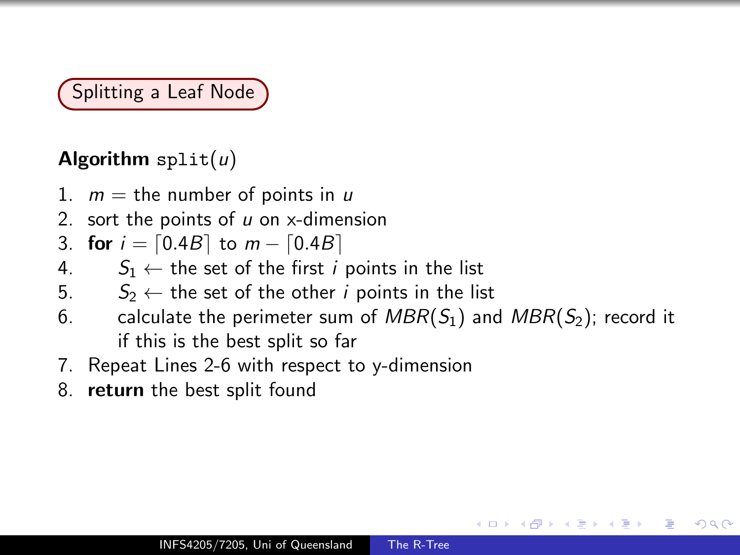## Splitting a Leaf Node

**Algorithm** `split`($u$)

1. $m$ = the number of points in $u$
2. sort the points of $u$ on x-dimension
3. **for** $i = \lceil 0.4B \rceil$ to $m - \lceil 0.4B \rceil$
4. $\quad S_1 \leftarrow$ the set of the first $i$ points in the list
5. $\quad S_2 \leftarrow$ the set of the other $i$ points in the list
6. $\quad$ calculate the perimeter sum of $MBR(S_1)$ and $MBR(S_2)$; record it if this is the best split so far
7. Repeat Lines 2-6 with respect to y-dimension
8. **return** the best split found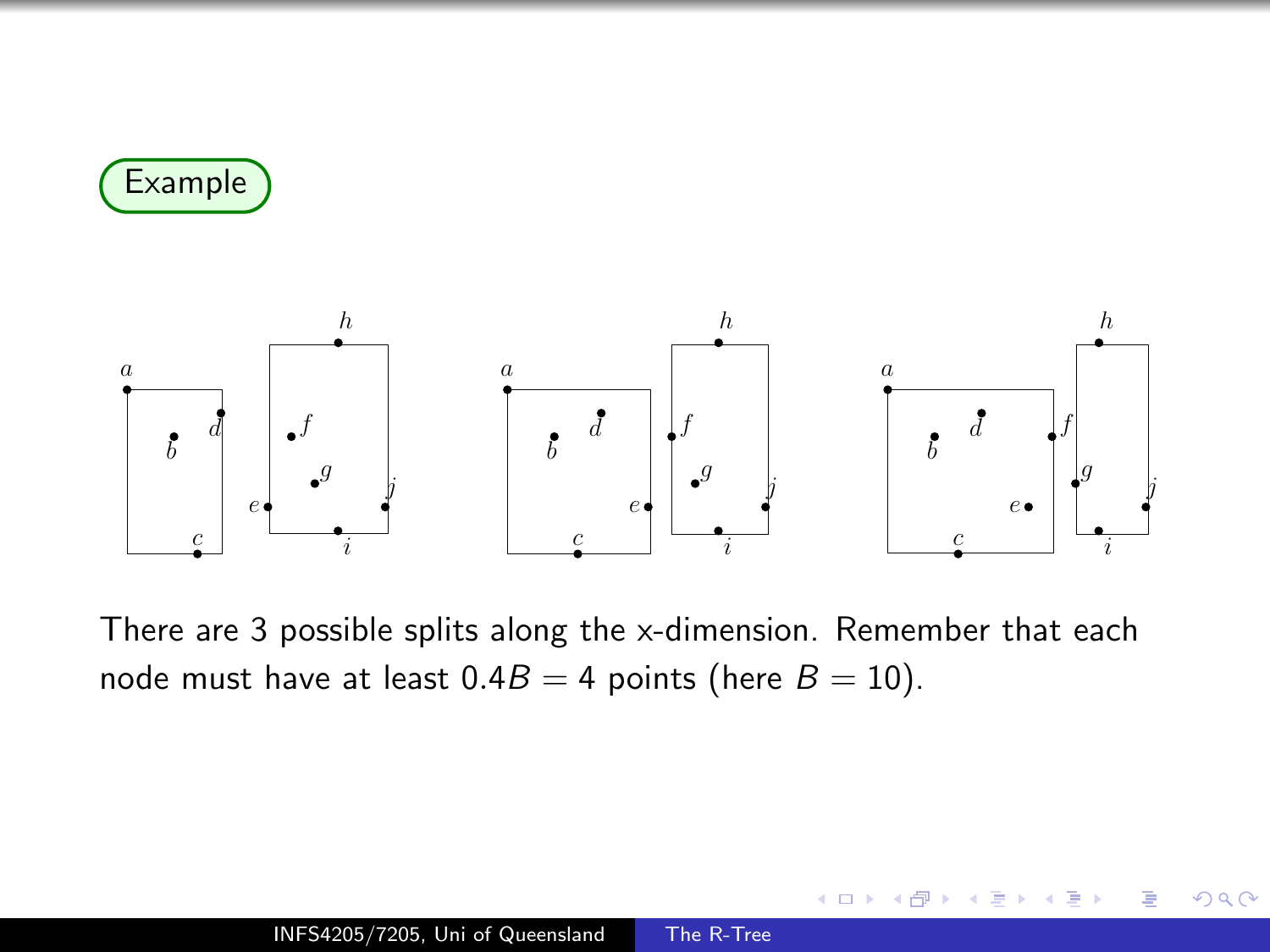Example

There are 3 possible splits along the x-dimension. Remember that each node must have at least $0.4B = 4$ points (here $B = 10$).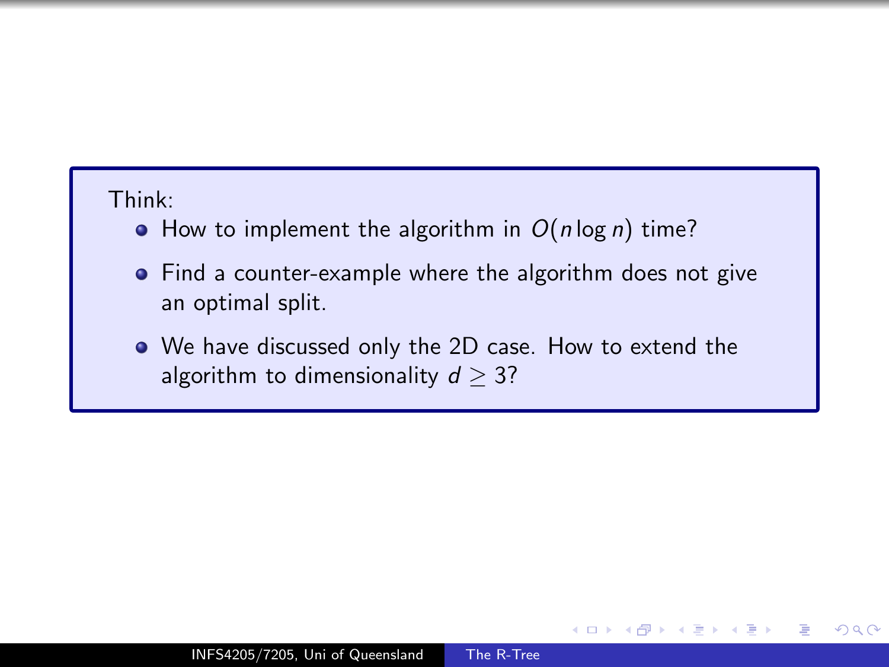Think:

- How to implement the algorithm in $O(n \log n)$ time?
- Find a counter-example where the algorithm does not give an optimal split.
- We have discussed only the 2D case. How to extend the algorithm to dimensionality $d \geq 3$?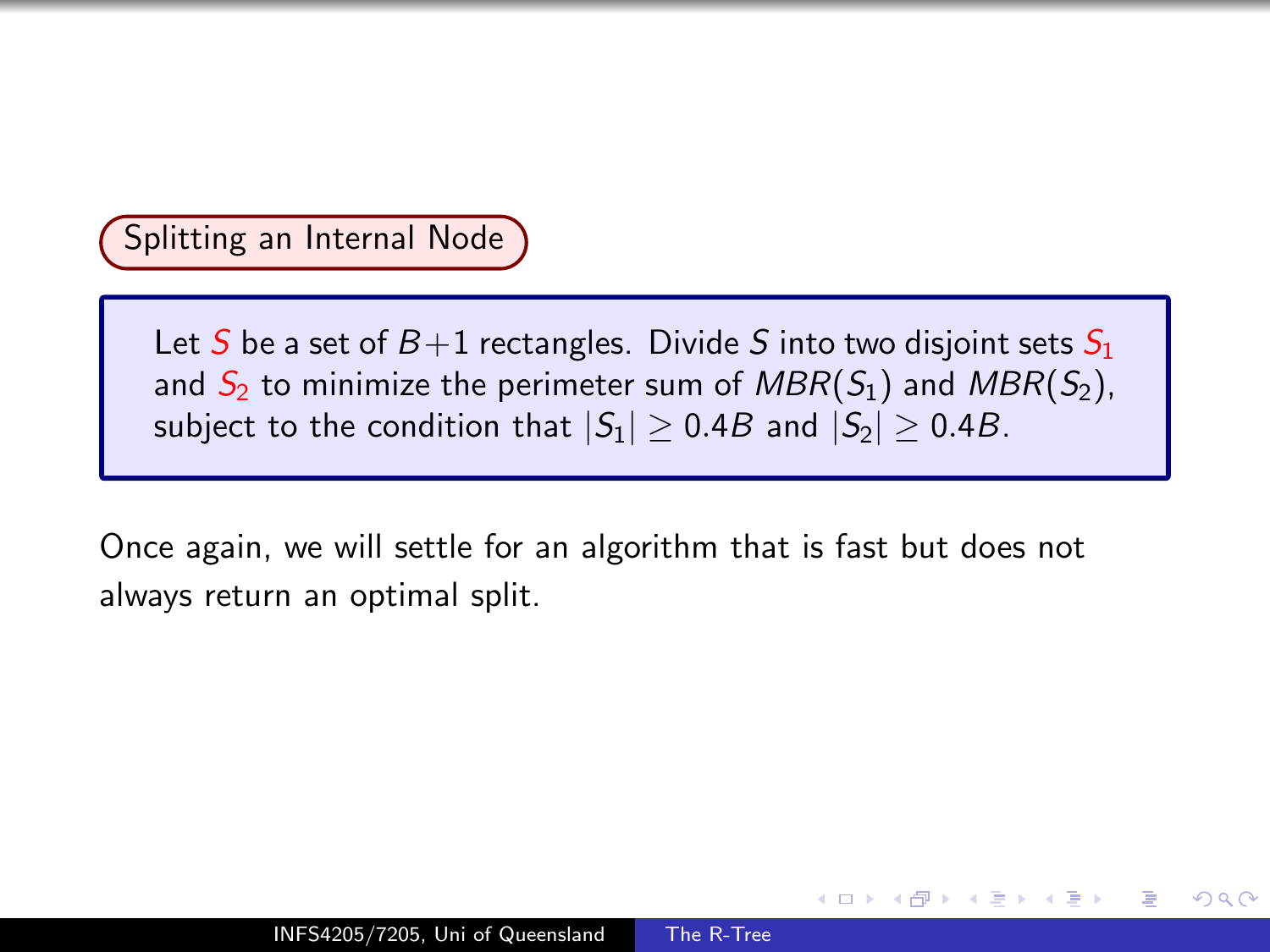## Splitting an Internal Node

> Let $S$ be a set of $B+1$ rectangles. Divide $S$ into two disjoint sets $S_1$ and $S_2$ to minimize the perimeter sum of $MBR(S_1)$ and $MBR(S_2)$, subject to the condition that $|S_1| \geq 0.4B$ and $|S_2| \geq 0.4B$.

Once again, we will settle for an algorithm that is fast but does not always return an optimal split.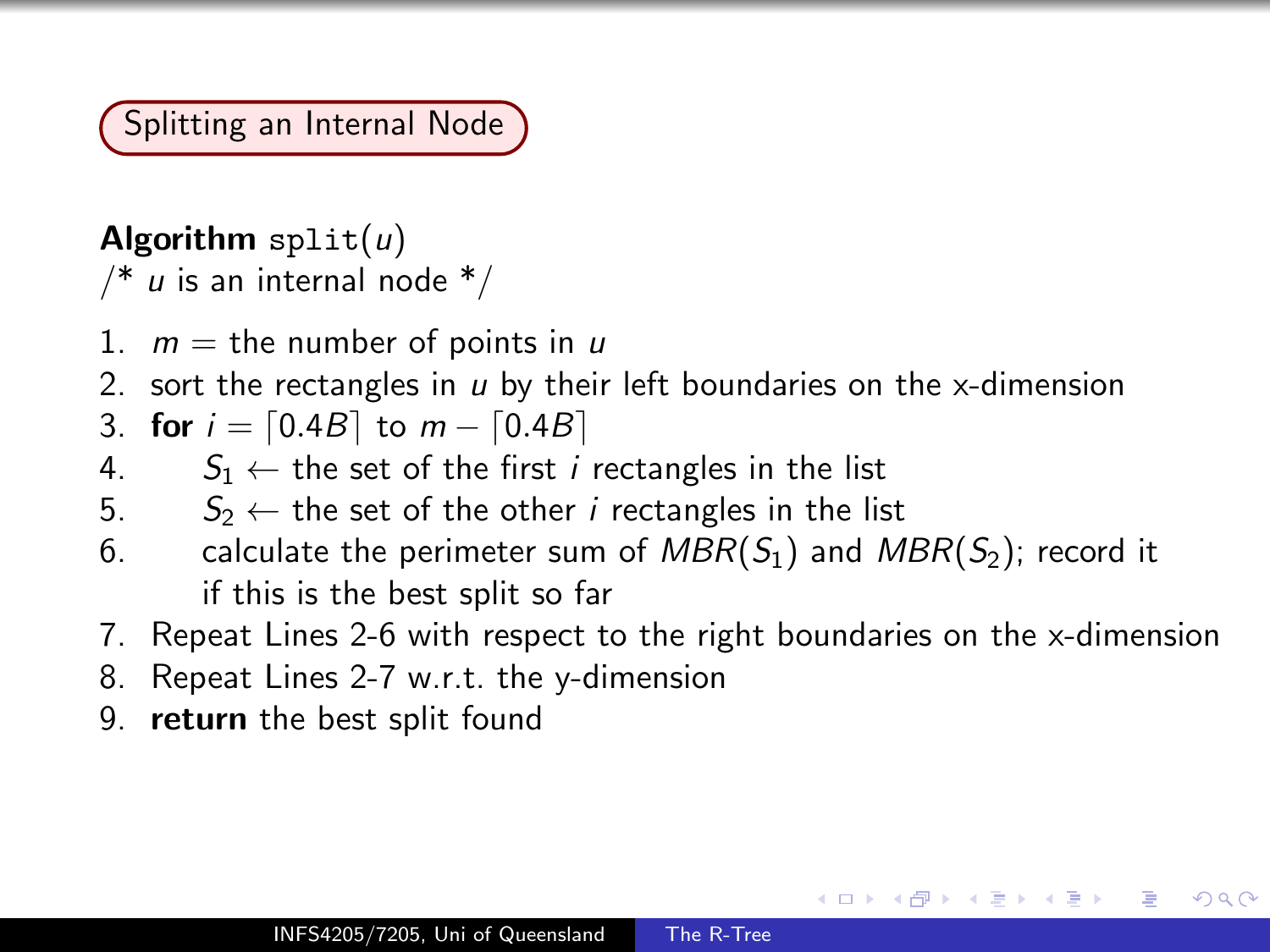## Splitting an Internal Node

**Algorithm** `split`($u$)
/* $u$ is an internal node */

1. $m$ = the number of points in $u$
2. sort the rectangles in $u$ by their left boundaries on the x-dimension
3. **for** $i = \lceil 0.4B \rceil$ to $m - \lceil 0.4B \rceil$
4. $S_1 \leftarrow$ the set of the first $i$ rectangles in the list
5. $S_2 \leftarrow$ the set of the other $i$ rectangles in the list
6. calculate the perimeter sum of $MBR(S_1)$ and $MBR(S_2)$; record it if this is the best split so far
7. Repeat Lines 2-6 with respect to the right boundaries on the x-dimension
8. Repeat Lines 2-7 w.r.t. the y-dimension
9. **return** the best split found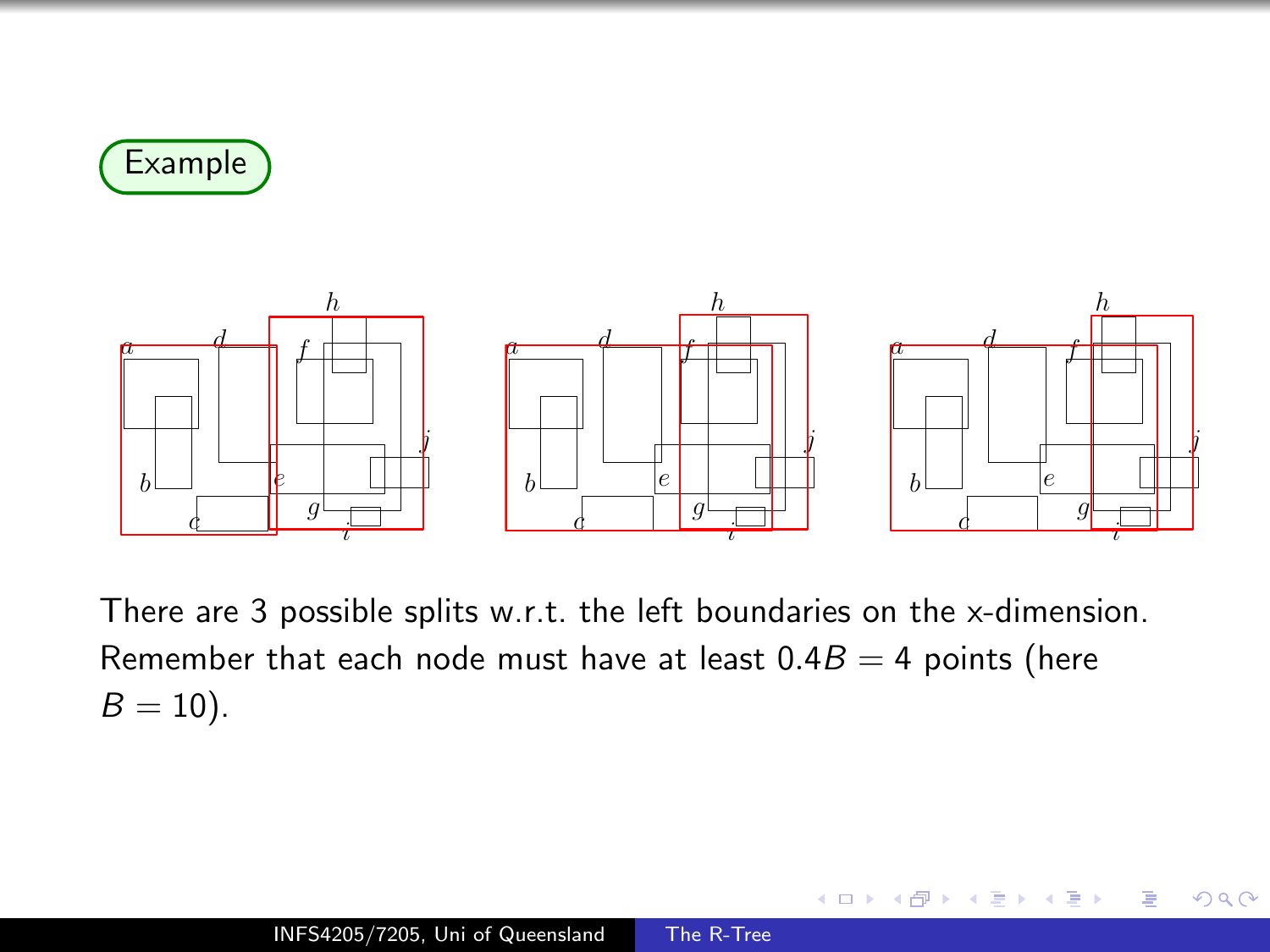Example

There are 3 possible splits w.r.t. the left boundaries on the x-dimension. Remember that each node must have at least $0.4B = 4$ points (here $B = 10$).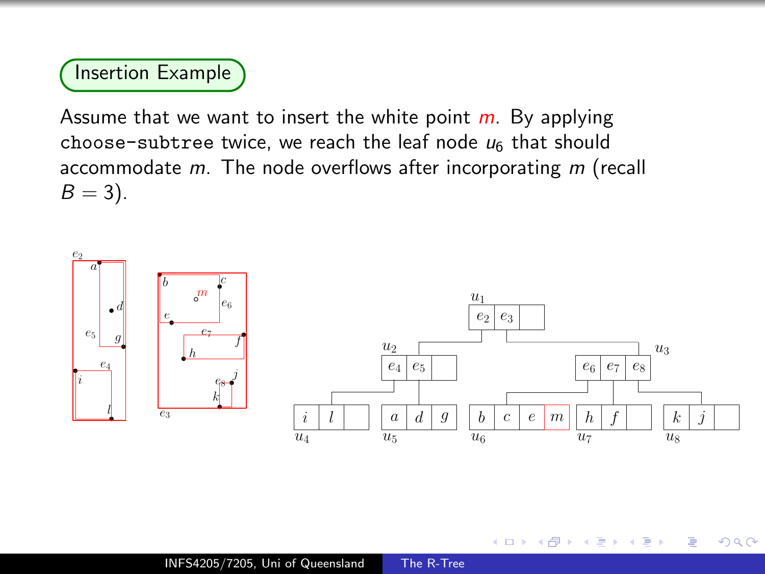## Insertion Example

Assume that we want to insert the white point $m$. By applying `choose-subtree` twice, we reach the leaf node $u_6$ that should accommodate $m$. The node overflows after incorporating $m$ (recall $B = 3$).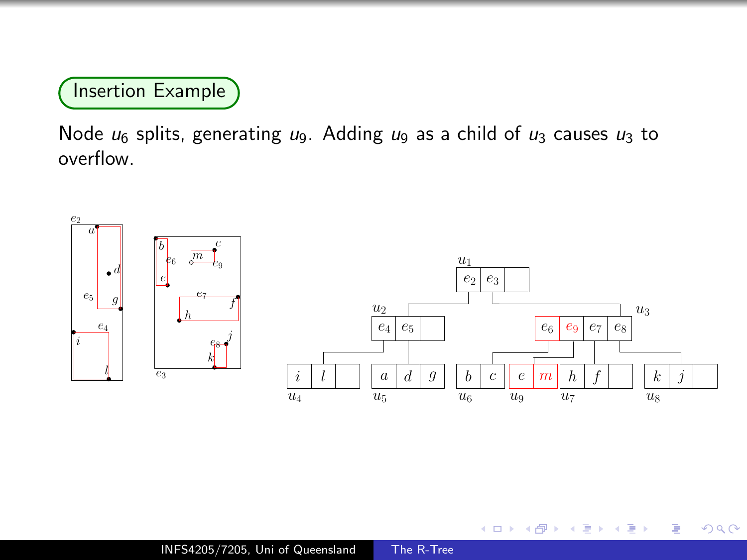## Insertion Example

Node $u_6$ splits, generating $u_9$. Adding $u_9$ as a child of $u_3$ causes $u_3$ to overflow.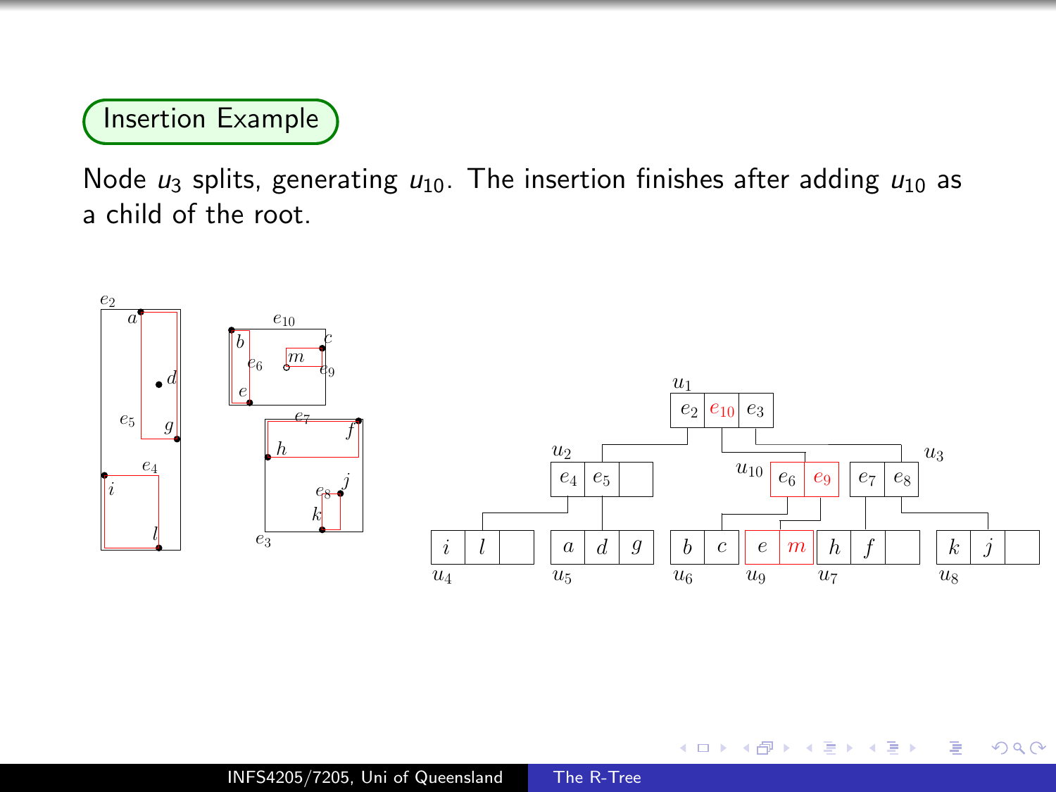## Insertion Example

Node $u_3$ splits, generating $u_{10}$. The insertion finishes after adding $u_{10}$ as a child of the root.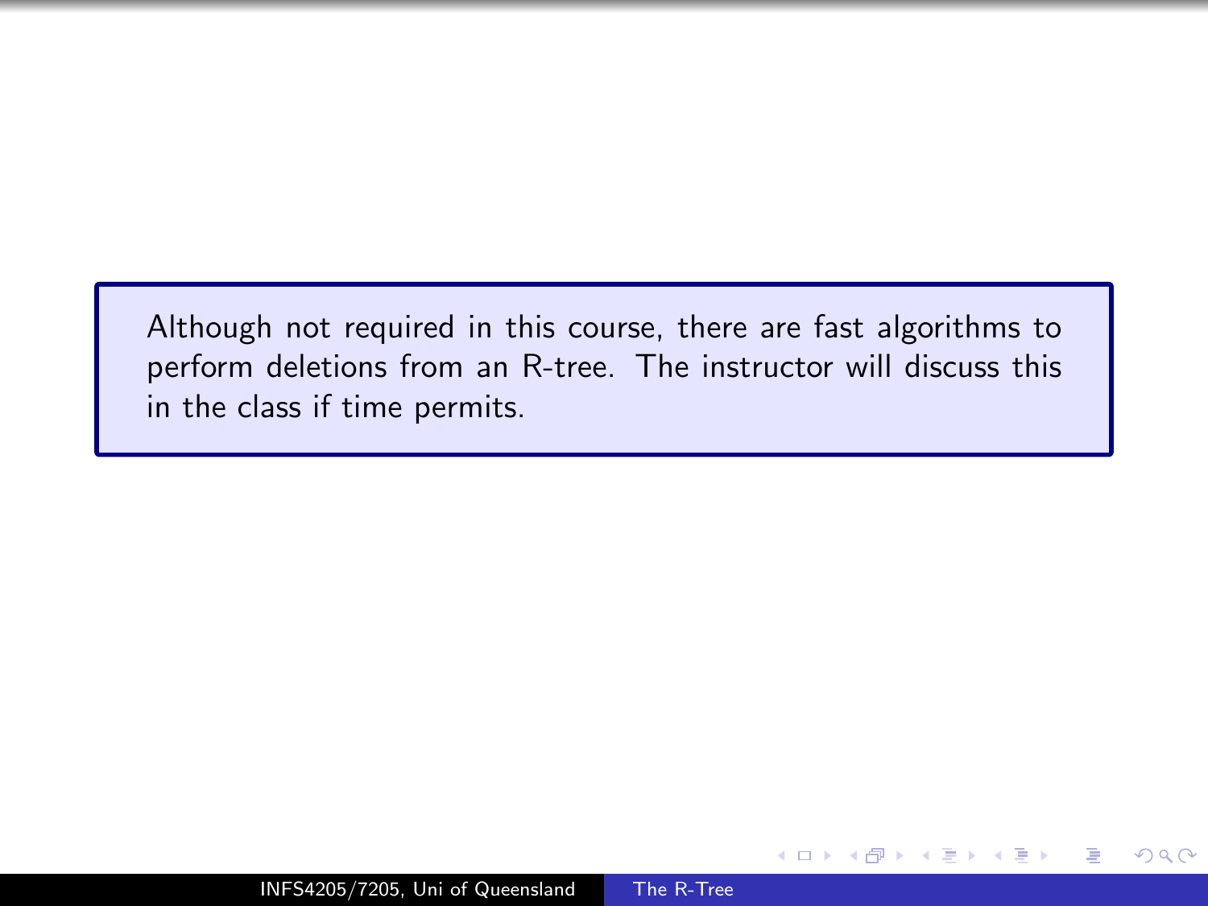Although not required in this course, there are fast algorithms to perform deletions from an R-tree. The instructor will discuss this in the class if time permits.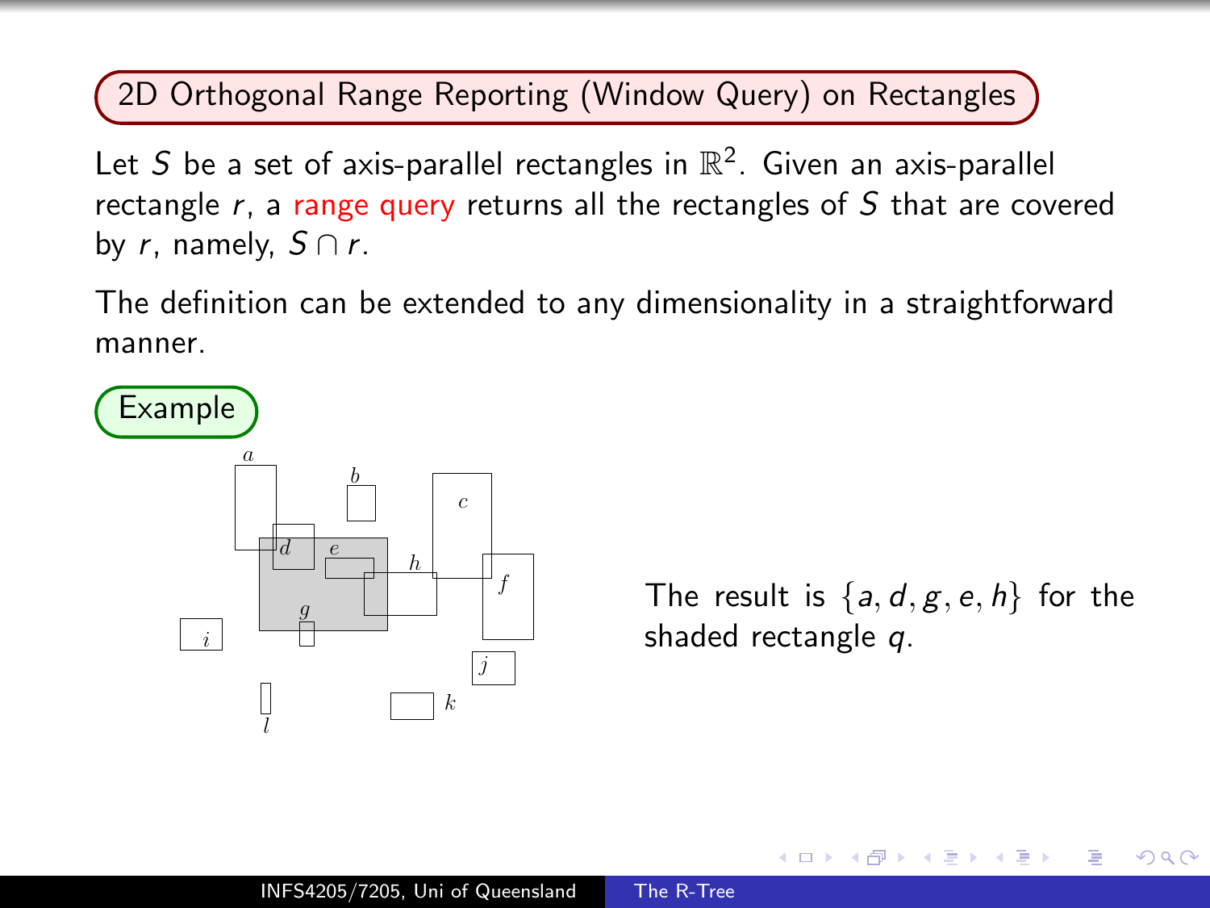## 2D Orthogonal Range Reporting (Window Query) on Rectangles

Let $S$ be a set of axis-parallel rectangles in $\mathbb{R}^2$. Given an axis-parallel rectangle $r$, a range query returns all the rectangles of $S$ that are covered by $r$, namely, $S \cap r$.

The definition can be extended to any dimensionality in a straightforward manner.

### Example

The result is $\{a, d, g, e, h\}$ for the shaded rectangle $q$.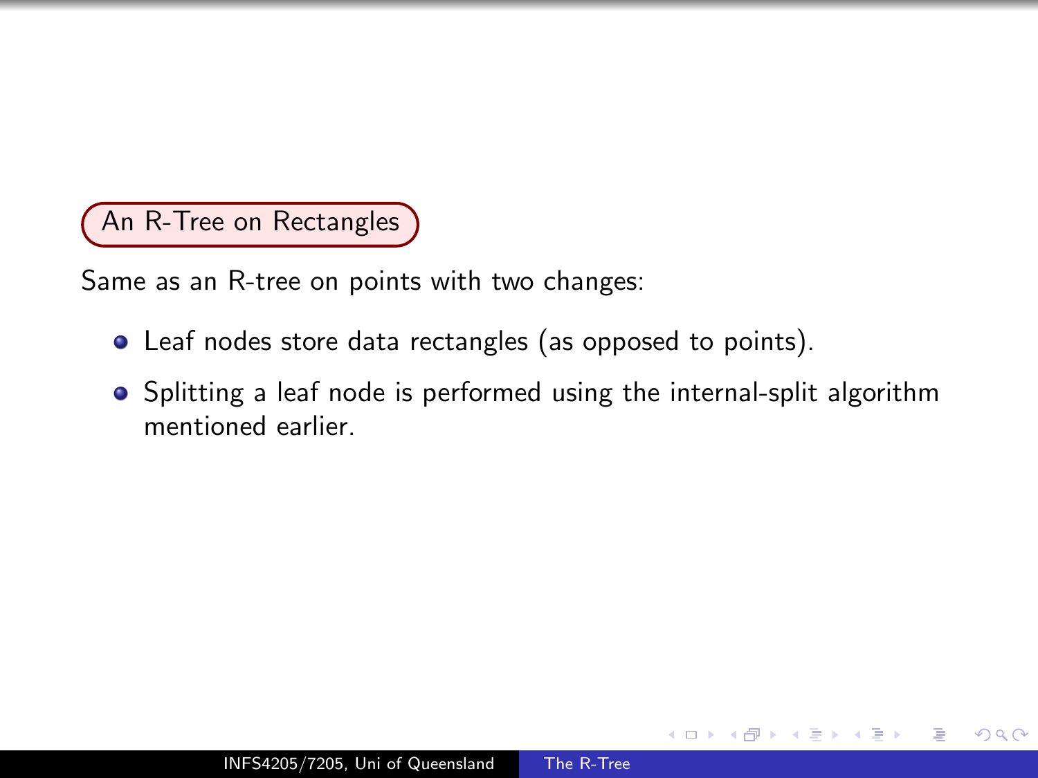## An R-Tree on Rectangles

Same as an R-tree on points with two changes:

- Leaf nodes store data rectangles (as opposed to points).
- Splitting a leaf node is performed using the internal-split algorithm mentioned earlier.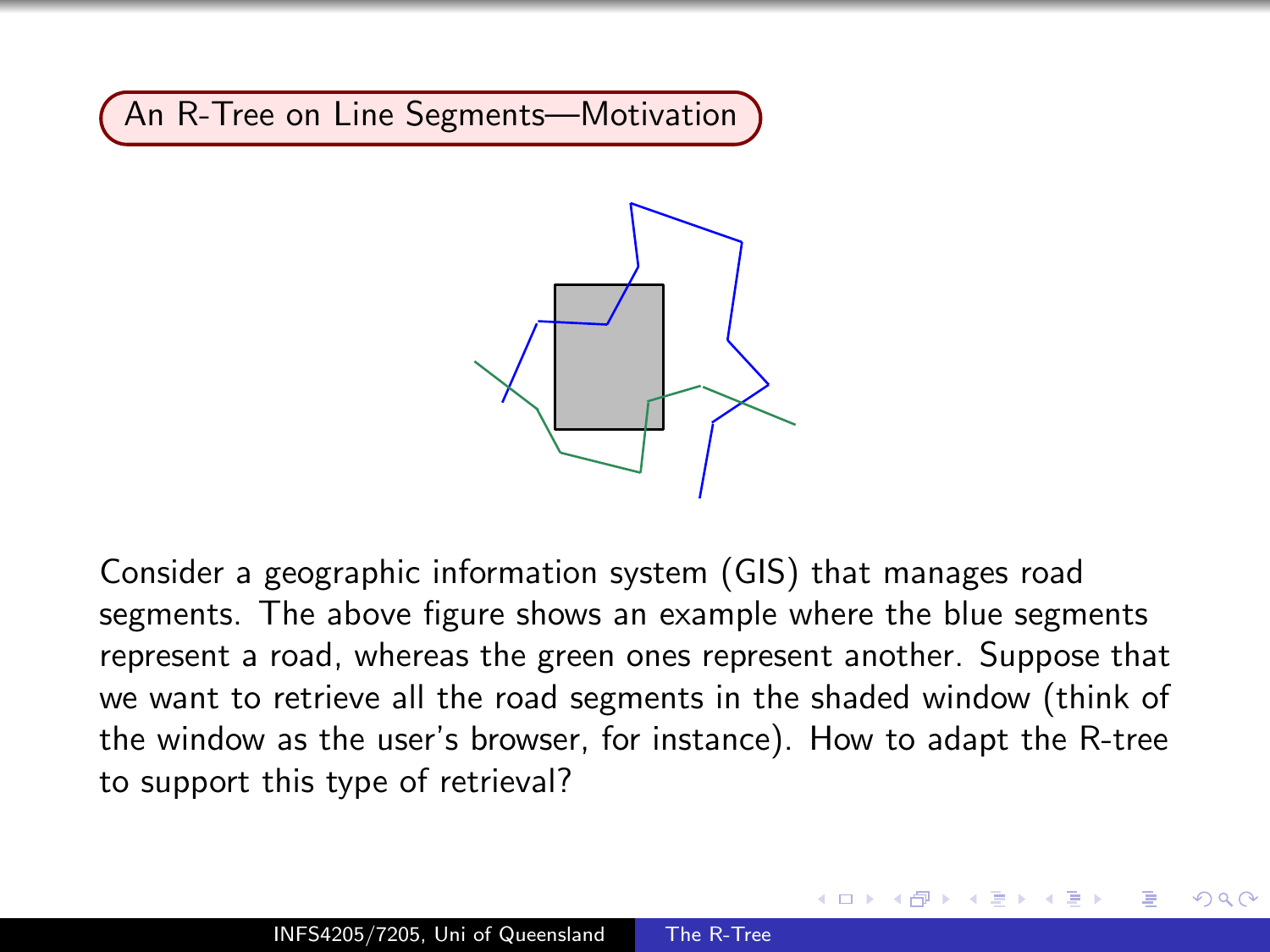## An R-Tree on Line Segments—Motivation

Consider a geographic information system (GIS) that manages road segments. The above figure shows an example where the blue segments represent a road, whereas the green ones represent another. Suppose that we want to retrieve all the road segments in the shaded window (think of the window as the user's browser, for instance). How to adapt the R-tree to support this type of retrieval?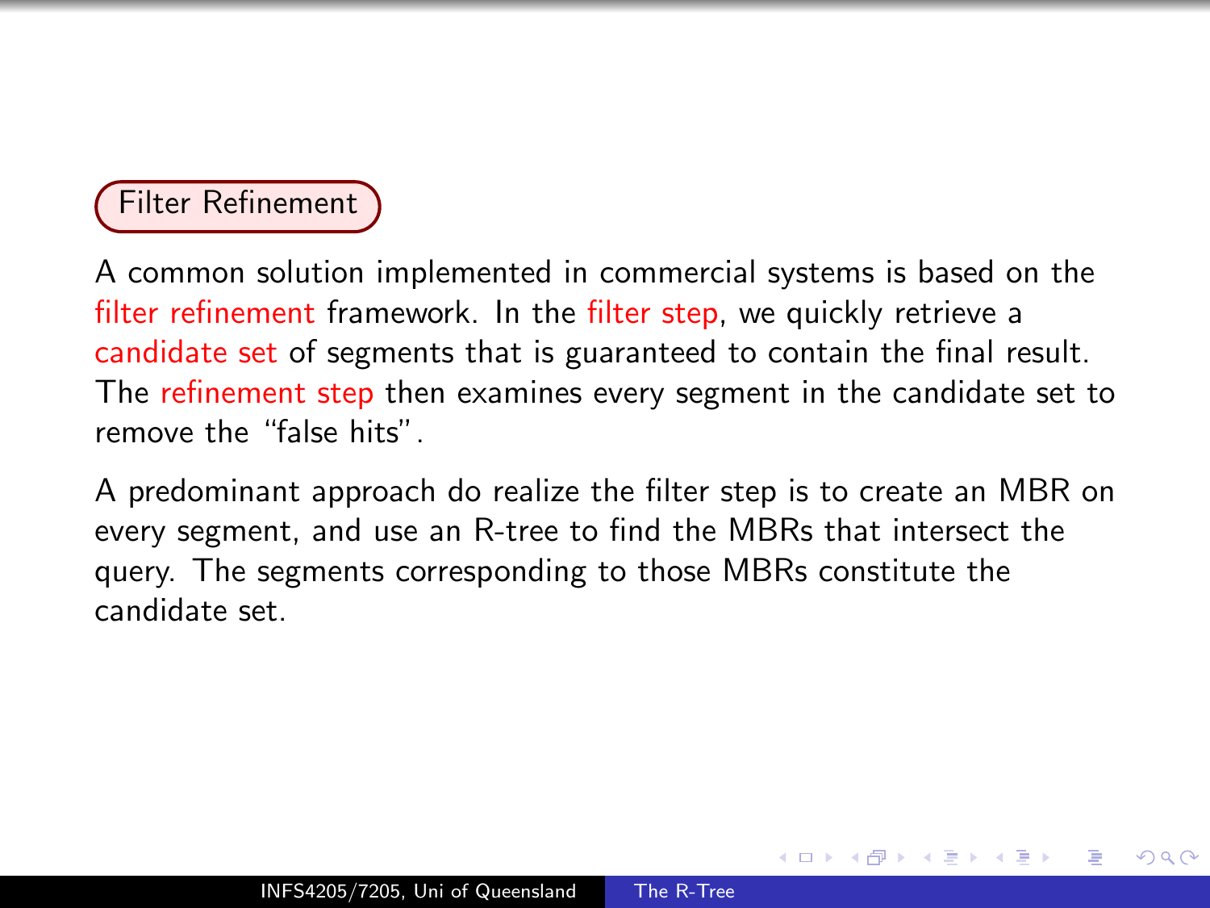## Filter Refinement

A common solution implemented in commercial systems is based on the filter refinement framework. In the filter step, we quickly retrieve a candidate set of segments that is guaranteed to contain the final result. The refinement step then examines every segment in the candidate set to remove the "false hits".

A predominant approach do realize the filter step is to create an MBR on every segment, and use an R-tree to find the MBRs that intersect the query. The segments corresponding to those MBRs constitute the candidate set.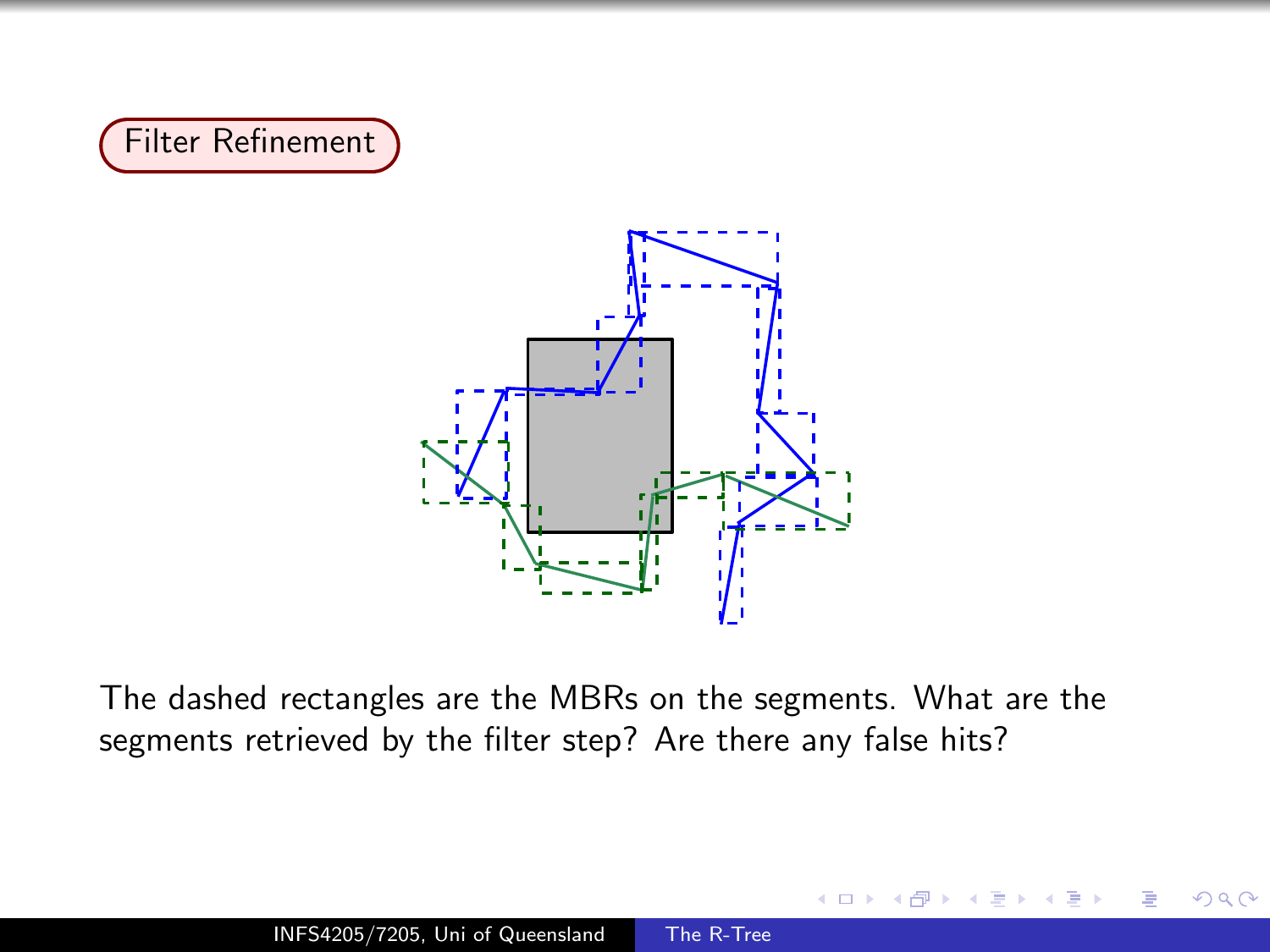## Filter Refinement

The dashed rectangles are the MBRs on the segments. What are the segments retrieved by the filter step? Are there any false hits?